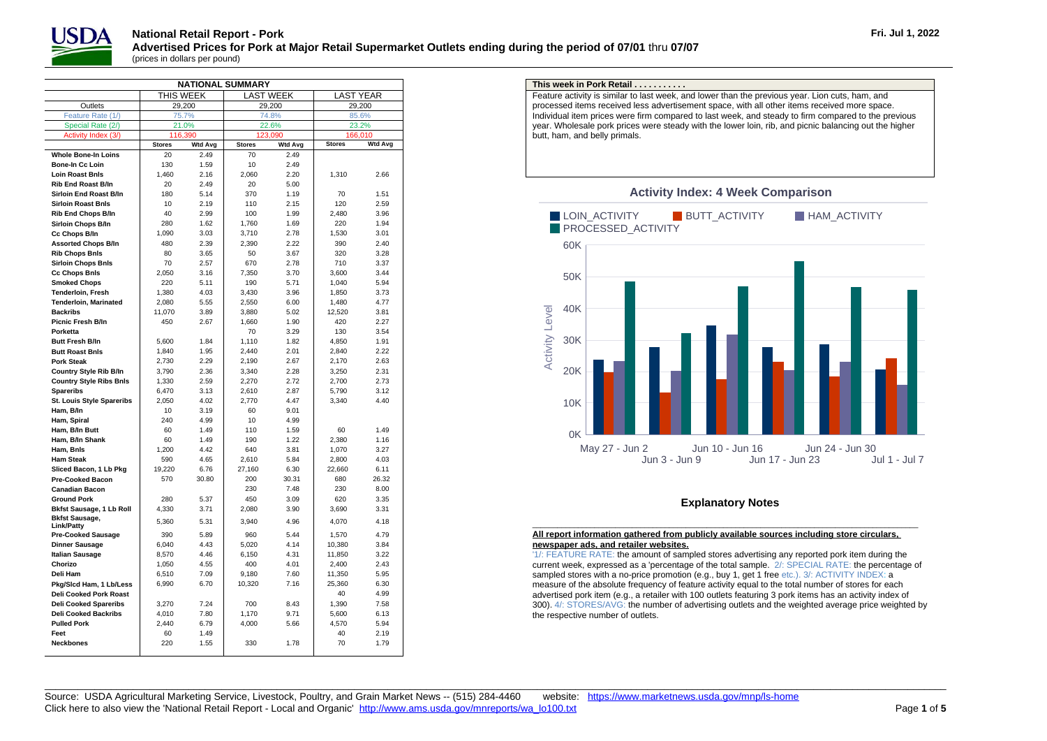# National Retail Report - Pork

**Advertised Prices for Pork at Major Retail Supermarket Outlets ending during the period of 07/01 thru 07/07**

(prices in dollars per pound)

Fri. Jul 1, 2022

| NATIONAL SUMMARY | THIS WEEK | | LAST WEEK | | LAST YEAR | |
|---|---|---|---|---|---|---|
| Outlets | 29,200 | | 29,200 | | 29,200 | |
| Feature Rate (1/) | 75.7% | | 74.8% | | 85.6% | |
| Special Rate (2/) | 21.0% | | 22.6% | | 23.2% | |
| Activity Index (3/) | 116,390 | | 123,090 | | 166,010 | |
| | Stores | Wtd Avg | Stores | Wtd Avg | Stores | Wtd Avg |
| **Whole Bone-In Loins** | 20 | 2.49 | 70 | 2.49 | | |
| **Bone-In Cc Loin** | 130 | 1.59 | 10 | 2.49 | | |
| **Loin Roast Bnls** | 1,460 | 2.16 | 2,060 | 2.20 | 1,310 | 2.66 |
| **Rib End Roast B/In** | 20 | 2.49 | 20 | 5.00 | | |
| **Sirloin End Roast B/In** | 180 | 5.14 | 370 | 1.19 | 70 | 1.51 |
| **Sirloin Roast Bnls** | 10 | 2.19 | 110 | 2.15 | 120 | 2.59 |
| **Rib End Chops B/In** | 40 | 2.99 | 100 | 1.99 | 2,480 | 3.96 |
| **Sirloin Chops B/In** | 280 | 1.62 | 1,760 | 1.69 | 220 | 1.94 |
| **Cc Chops B/In** | 1,090 | 3.03 | 3,710 | 2.78 | 1,530 | 3.01 |
| **Assorted Chops B/In** | 480 | 2.39 | 2,390 | 2.22 | 390 | 2.40 |
| **Rib Chops Bnls** | 80 | 3.65 | 50 | 3.67 | 320 | 3.28 |
| **Sirloin Chops Bnls** | 70 | 2.57 | 670 | 2.78 | 710 | 3.37 |
| **Cc Chops Bnls** | 2,050 | 3.16 | 7,350 | 3.70 | 3,600 | 3.44 |
| **Smoked Chops** | 220 | 5.11 | 190 | 5.71 | 1,040 | 5.94 |
| **Tenderloin, Fresh** | 1,380 | 4.03 | 3,430 | 3.96 | 1,850 | 3.73 |
| **Tenderloin, Marinated** | 2,080 | 5.55 | 2,550 | 6.00 | 1,480 | 4.77 |
| **Backribs** | 11,070 | 3.89 | 3,880 | 5.02 | 12,520 | 3.81 |
| **Picnic Fresh B/In** | 450 | 2.67 | 1,660 | 1.90 | 420 | 2.27 |
| **Porketta** | | | 70 | 3.29 | 130 | 3.54 |
| **Butt Fresh B/In** | 5,600 | 1.84 | 1,110 | 1.82 | 4,850 | 1.91 |
| **Butt Roast Bnls** | 1,840 | 1.95 | 2,440 | 2.01 | 2,840 | 2.22 |
| **Pork Steak** | 2,730 | 2.29 | 2,190 | 2.67 | 2,170 | 2.63 |
| **Country Style Rib B/In** | 3,790 | 2.36 | 3,340 | 2.28 | 3,250 | 2.31 |
| **Country Style Ribs Bnls** | 1,330 | 2.59 | 2,270 | 2.72 | 2,700 | 2.73 |
| **Spareribs** | 6,470 | 3.13 | 2,610 | 2.87 | 5,790 | 3.12 |
| **St. Louis Style Spareribs** | 2,050 | 4.02 | 2,770 | 4.47 | 3,340 | 4.40 |
| **Ham, B/In** | 10 | 3.19 | 60 | 9.01 | | |
| **Ham, Spiral** | 240 | 4.99 | 10 | 4.99 | | |
| **Ham, B/In Butt** | 60 | 1.49 | 110 | 1.59 | 60 | 1.49 |
| **Ham, B/In Shank** | 60 | 1.49 | 190 | 1.22 | 2,380 | 1.16 |
| **Ham, Bnls** | 1,200 | 4.42 | 640 | 3.81 | 1,070 | 3.27 |
| **Ham Steak** | 590 | 4.65 | 2,610 | 5.84 | 2,800 | 4.03 |
| **Sliced Bacon, 1 Lb Pkg** | 19,220 | 6.76 | 27,160 | 6.30 | 22,660 | 6.11 |
| **Pre-Cooked Bacon** | 570 | 30.80 | 200 | 30.31 | 680 | 26.32 |
| **Canadian Bacon** | | | 230 | 7.48 | 230 | 8.00 |
| **Ground Pork** | 280 | 5.37 | 450 | 3.09 | 620 | 3.35 |
| **Bkfst Sausage, 1 Lb Roll** | 4,330 | 3.71 | 2,080 | 3.90 | 3,690 | 3.31 |
| **Bkfst Sausage, Link/Patty** | 5,360 | 5.31 | 3,940 | 4.96 | 4,070 | 4.18 |
| **Pre-Cooked Sausage** | 390 | 5.89 | 960 | 5.44 | 1,570 | 4.79 |
| **Dinner Sausage** | 6,040 | 4.43 | 5,020 | 4.14 | 10,380 | 3.84 |
| **Italian Sausage** | 8,570 | 4.46 | 6,150 | 4.31 | 11,850 | 3.22 |
| **Chorizo** | 1,050 | 4.55 | 400 | 4.01 | 2,400 | 2.43 |
| **Deli Ham** | 6,510 | 7.09 | 9,180 | 7.60 | 11,350 | 5.95 |
| **Pkg/Slcd Ham, 1 Lb/Less** | 6,990 | 6.70 | 10,320 | 7.16 | 25,360 | 6.30 |
| **Deli Cooked Pork Roast** | | | | | 40 | 4.99 |
| **Deli Cooked Spareribs** | 3,270 | 7.24 | 700 | 8.43 | 1,390 | 7.58 |
| **Deli Cooked Backribs** | 4,010 | 7.80 | 1,170 | 9.71 | 5,600 | 6.13 |
| **Pulled Pork** | 2,440 | 6.79 | 4,000 | 5.66 | 4,570 | 5.94 |
| **Feet** | 60 | 1.49 | | | 40 | 2.19 |
| **Neckbones** | 220 | 1.55 | 330 | 1.78 | 70 | 1.79 |

## This week in Pork Retail . . . . . . . . . . .

Feature activity is similar to last week, and lower than the previous year. Lion cuts, ham, and processed items received less advertisement space, with all other items received more space. Individual item prices were firm compared to last week, and steady to firm compared to the previous year. Wholesale pork prices were steady with the lower loin, rib, and picnic balancing out the higher butt, ham, and belly primals.

## Activity Index: 4 Week Comparison

LOIN_ACTIVITY, BUTT_ACTIVITY, HAM_ACTIVITY, PROCESSED_ACTIVITY

Activity Level: 0K, 10K, 20K, 30K, 40K, 50K, 60K

May 27 - Jun 2, Jun 3 - Jun 9, Jun 10 - Jun 16, Jun 17 - Jun 23, Jun 24 - Jun 30, Jul 1 - Jul 7

## Explanatory Notes

**All report information gathered from publicly available sources including store circulars, newspaper ads, and retailer websites.**

1/: FEATURE RATE: the amount of sampled stores advertising any reported pork item during the current week, expressed as a 'percentage of the total sample. 2/: SPECIAL RATE: the percentage of sampled stores with a no-price promotion (e.g., buy 1, get 1 free etc.). 3/: ACTIVITY INDEX: a measure of the absolute frequency of feature activity equal to the total number of stores for each advertised pork item (e.g., a retailer with 100 outlets featuring 3 pork items has an activity index of 300). 4/: STORES/AVG: the number of advertising outlets and the weighted average price weighted by the respective number of outlets.

Source: USDA Agricultural Marketing Service, Livestock, Poultry, and Grain Market News -- (515) 284-4460 website: https://www.marketnews.usda.gov/mnp/ls-home

Click here to also view the 'National Retail Report - Local and Organic' http://www.ams.usda.gov/mnreports/wa_lo100.txt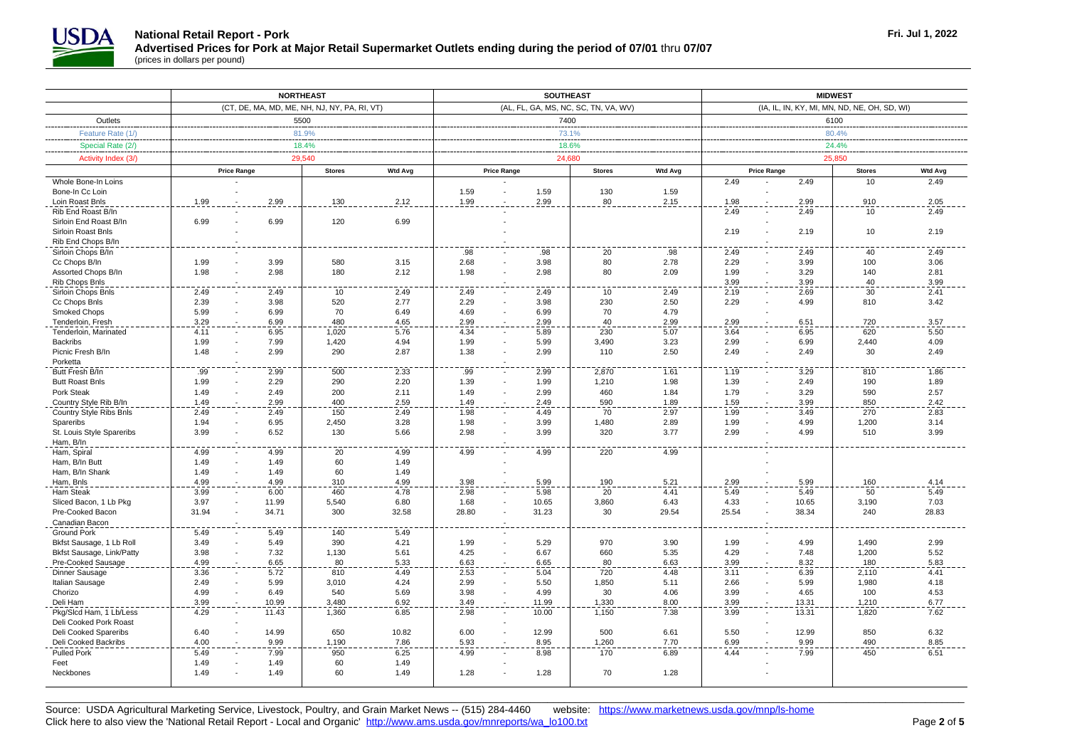# National Retail Report - Pork

**Advertised Prices for Pork at Major Retail Supermarket Outlets ending during the period of 07/01 thru 07/07**

(prices in dollars per pound)

Fri. Jul 1, 2022

| | NORTHEAST | | | | | SOUTHEAST | | | | | MIDWEST | | | | |
|---|---|---|---|---|---|---|---|---|---|---|---|---|---|---|---|
| | (CT, DE, MA, MD, ME, NH, NJ, NY, PA, RI, VT) | | | | | (AL, FL, GA, MS, NC, SC, TN, VA, WV) | | | | | (IA, IL, IN, KY, MI, MN, ND, NE, OH, SD, WI) | | | | |
| Outlets | 5500 | | | | | 7400 | | | | | 6100 | | | | |
| Feature Rate (1/) | 81.9% | | | | | 73.1% | | | | | 80.4% | | | | |
| Special Rate (2/) | 18.4% | | | | | 18.6% | | | | | 24.4% | | | | |
| Activity Index (3/) | 29,540 | | | | | 24,680 | | | | | 25,850 | | | | |
| | Price Range | | | Stores | Wtd Avg | Price Range | | | Stores | Wtd Avg | Price Range | | | Stores | Wtd Avg |
| Whole Bone-In Loins | | - | | | | | - | | | | 2.49 | - | 2.49 | 10 | 2.49 |
| Bone-In Cc Loin | | - | | | | 1.59 | - | 1.59 | 130 | 1.59 | | - | | | |
| Loin Roast Bnls | 1.99 | - | 2.99 | 130 | 2.12 | 1.99 | - | 2.99 | 80 | 2.15 | 1.98 | - | 2.99 | 910 | 2.05 |
| Rib End Roast B/In | | - | | | | | - | | | | 2.49 | - | 2.49 | 10 | 2.49 |
| Sirloin End Roast B/In | 6.99 | - | 6.99 | 120 | 6.99 | | - | | | | | - | | | |
| Sirloin Roast Bnls | | - | | | | | - | | | | 2.19 | - | 2.19 | 10 | 2.19 |
| Rib End Chops B/In | | - | | | | | - | | | | | - | | | |
| Sirloin Chops B/In | | - | | | | .98 | - | .98 | 20 | .98 | 2.49 | - | 2.49 | 40 | 2.49 |
| Cc Chops B/In | 1.99 | - | 3.99 | 580 | 3.15 | 2.68 | - | 3.98 | 80 | 2.78 | 2.29 | - | 3.99 | 100 | 3.06 |
| Assorted Chops B/In | 1.98 | - | 2.98 | 180 | 2.12 | 1.98 | - | 2.98 | 80 | 2.09 | 1.99 | - | 3.29 | 140 | 2.81 |
| Rib Chops Bnls | | - | | | | | - | | | | 3.99 | - | 3.99 | 40 | 3.99 |
| Sirloin Chops Bnls | 2.49 | - | 2.49 | 10 | 2.49 | 2.49 | - | 2.49 | 10 | 2.49 | 2.19 | - | 2.69 | 30 | 2.41 |
| Cc Chops Bnls | 2.39 | - | 3.98 | 520 | 2.77 | 2.29 | - | 3.98 | 230 | 2.50 | 2.29 | - | 4.99 | 810 | 3.42 |
| Smoked Chops | 5.99 | - | 6.99 | 70 | 6.49 | 4.69 | - | 6.99 | 70 | 4.79 | | - | | | |
| Tenderloin, Fresh | 3.29 | - | 6.99 | 480 | 4.65 | 2.99 | - | 2.99 | 40 | 2.99 | 2.99 | - | 6.51 | 720 | 3.57 |
| Tenderloin, Marinated | 4.11 | - | 6.95 | 1,020 | 5.76 | 4.34 | - | 5.89 | 230 | 5.07 | 3.64 | - | 6.95 | 620 | 5.50 |
| Backribs | 1.99 | - | 7.99 | 1,420 | 4.94 | 1.99 | - | 5.99 | 3,490 | 3.23 | 2.99 | - | 6.99 | 2,440 | 4.09 |
| Picnic Fresh B/In | 1.48 | - | 2.99 | 290 | 2.87 | 1.38 | - | 2.99 | 110 | 2.50 | 2.49 | - | 2.49 | 30 | 2.49 |
| Porketta | | - | | | | | - | | | | | - | | | |
| Butt Fresh B/In | .99 | - | 2.99 | 500 | 2.33 | .99 | - | 2.99 | 2,870 | 1.61 | 1.19 | - | 3.29 | 810 | 1.86 |
| Butt Roast Bnls | 1.99 | - | 2.29 | 290 | 2.20 | 1.39 | - | 1.99 | 1,210 | 1.98 | 1.39 | - | 2.49 | 190 | 1.89 |
| Pork Steak | 1.49 | - | 2.49 | 200 | 2.11 | 1.49 | - | 2.99 | 460 | 1.84 | 1.79 | - | 3.29 | 590 | 2.57 |
| Country Style Rib B/In | 1.49 | - | 2.99 | 400 | 2.59 | 1.49 | - | 2.49 | 590 | 1.89 | 1.59 | - | 3.99 | 850 | 2.42 |
| Country Style Ribs Bnls | 2.49 | - | 2.49 | 150 | 2.49 | 1.98 | - | 4.49 | 70 | 2.97 | 1.99 | - | 3.49 | 270 | 2.83 |
| Spareribs | 1.94 | - | 6.95 | 2,450 | 3.28 | 1.98 | - | 3.99 | 1,480 | 2.89 | 1.99 | - | 4.99 | 1,200 | 3.14 |
| St. Louis Style Spareribs | 3.99 | - | 6.52 | 130 | 5.66 | 2.98 | - | 3.99 | 320 | 3.77 | 2.99 | - | 4.99 | 510 | 3.99 |
| Ham, B/In | | - | | | | | - | | | | | - | | | |
| Ham, Spiral | 4.99 | - | 4.99 | 20 | 4.99 | 4.99 | - | 4.99 | 220 | 4.99 | | - | | | |
| Ham, B/In Butt | 1.49 | - | 1.49 | 60 | 1.49 | | - | | | | | - | | | |
| Ham, B/In Shank | 1.49 | - | 1.49 | 60 | 1.49 | | - | | | | | - | | | |
| Ham, Bnls | 4.99 | - | 4.99 | 310 | 4.99 | 3.98 | - | 5.99 | 190 | 5.21 | 2.99 | - | 5.99 | 160 | 4.14 |
| Ham Steak | 3.99 | - | 6.00 | 460 | 4.78 | 2.98 | - | 5.98 | 20 | 4.41 | 5.49 | - | 5.49 | 50 | 5.49 |
| Sliced Bacon, 1 Lb Pkg | 3.97 | - | 11.99 | 5,540 | 6.80 | 1.68 | - | 10.65 | 3,860 | 6.43 | 4.33 | - | 10.65 | 3,190 | 7.03 |
| Pre-Cooked Bacon | 31.94 | - | 34.71 | 300 | 32.58 | 28.80 | - | 31.23 | 30 | 29.54 | 25.54 | - | 38.34 | 240 | 28.83 |
| Canadian Bacon | | - | | | | | - | | | | | - | | | |
| Ground Pork | 5.49 | - | 5.49 | 140 | 5.49 | | - | | | | | - | | | |
| Bkfst Sausage, 1 Lb Roll | 3.49 | - | 5.49 | 390 | 4.21 | 1.99 | - | 5.29 | 970 | 3.90 | 1.99 | - | 4.99 | 1,490 | 2.99 |
| Bkfst Sausage, Link/Patty | 3.98 | - | 7.32 | 1,130 | 5.61 | 4.25 | - | 6.67 | 660 | 5.35 | 4.29 | - | 7.48 | 1,200 | 5.52 |
| Pre-Cooked Sausage | 4.99 | - | 6.65 | 80 | 5.33 | 6.63 | - | 6.65 | 80 | 6.63 | 3.99 | - | 8.32 | 180 | 5.83 |
| Dinner Sausage | 3.36 | - | 5.72 | 810 | 4.49 | 2.53 | - | 5.04 | 720 | 4.48 | 3.11 | - | 6.39 | 2,110 | 4.41 |
| Italian Sausage | 2.49 | - | 5.99 | 3,010 | 4.24 | 2.99 | - | 5.50 | 1,850 | 5.11 | 2.66 | - | 5.99 | 1,980 | 4.18 |
| Chorizo | 4.99 | - | 6.49 | 540 | 5.69 | 3.98 | - | 4.99 | 30 | 4.06 | 3.99 | - | 4.65 | 100 | 4.53 |
| Deli Ham | 3.99 | - | 10.99 | 3,480 | 6.92 | 3.49 | - | 11.99 | 1,330 | 8.00 | 3.99 | - | 13.31 | 1,210 | 6.77 |
| Pkg/Slcd Ham, 1 Lb/Less | 4.29 | - | 11.43 | 1,360 | 6.85 | 2.98 | - | 10.00 | 1,150 | 7.38 | 3.99 | - | 13.31 | 1,820 | 7.62 |
| Deli Cooked Pork Roast | | - | | | | | - | | | | | - | | | |
| Deli Cooked Spareribs | 6.40 | - | 14.99 | 650 | 10.82 | 6.00 | - | 12.99 | 500 | 6.61 | 5.50 | - | 12.99 | 850 | 6.32 |
| Deli Cooked Backribs | 4.00 | - | 9.99 | 1,190 | 7.86 | 5.93 | - | 8.95 | 1,260 | 7.70 | 6.99 | - | 9.99 | 490 | 8.85 |
| Pulled Pork | 5.49 | - | 7.99 | 950 | 6.25 | 4.99 | - | 8.98 | 170 | 6.89 | 4.44 | - | 7.99 | 450 | 6.51 |
| Feet | 1.49 | - | 1.49 | 60 | 1.49 | | - | | | | | - | | | |
| Neckbones | 1.49 | - | 1.49 | 60 | 1.49 | 1.28 | - | 1.28 | 70 | 1.28 | | - | | | |

Source: USDA Agricultural Marketing Service, Livestock, Poultry, and Grain Market News -- (515) 284-4460 website: https://www.marketnews.usda.gov/mnp/ls-home

Click here to also view the 'National Retail Report - Local and Organic' http://www.ams.usda.gov/mnreports/wa_lo100.txt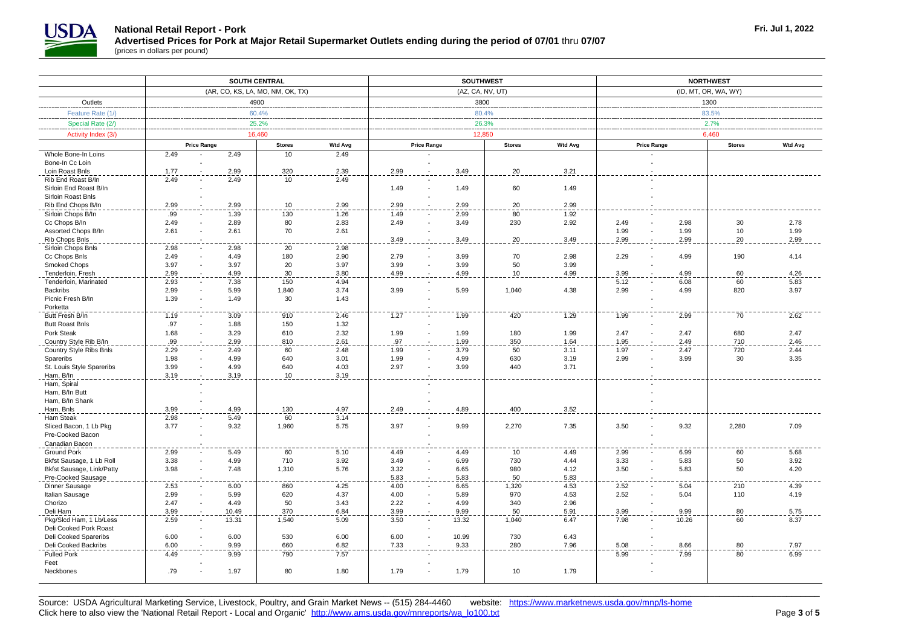# National Retail Report - Pork

**Advertised Prices for Pork at Major Retail Supermarket Outlets ending during the period of 07/01 thru 07/07**

(prices in dollars per pound)

Fri. Jul 1, 2022

| | SOUTH CENTRAL | | | | SOUTHWEST | | | | NORTHWEST | | | |
|---|---|---|---|---|---|---|---|---|---|---|---|---|
| | (AR, CO, KS, LA, MO, NM, OK, TX) | | | | (AZ, CA, NV, UT) | | | | (ID, MT, OR, WA, WY) | | | |
| Outlets | 4900 | | | | 3800 | | | | 1300 | | | |
| Feature Rate (1/) | 60.4% | | | | 80.4% | | | | 83.5% | | | |
| Special Rate (2/) | 25.2% | | | | 26.3% | | | | 2.7% | | | |
| Activity Index (3/) | 16,460 | | | | 12,850 | | | | 6,460 | | | |
| | Price Range | | Stores | Wtd Avg | Price Range | | Stores | Wtd Avg | Price Range | | Stores | Wtd Avg |
| Whole Bone-In Loins | 2.49 | 2.49 | 10 | 2.49 | | | | | | | | |
| Bone-In Cc Loin | | | | | | | | | | | | |
| Loin Roast Bnls | 1.77 | 2.99 | 320 | 2.39 | 2.99 | 3.49 | 20 | 3.21 | | | | |
| Rib End Roast B/In | 2.49 | 2.49 | 10 | 2.49 | | | | | | | | |
| Sirloin End Roast B/In | | | | | 1.49 | 1.49 | 60 | 1.49 | | | | |
| Sirloin Roast Bnls | | | | | | | | | | | | |
| Rib End Chops B/In | 2.99 | 2.99 | 10 | 2.99 | 2.99 | 2.99 | 20 | 2.99 | | | | |
| Sirloin Chops B/In | .99 | 1.39 | 130 | 1.26 | 1.49 | 2.99 | 80 | 1.92 | | | | |
| Cc Chops B/In | 2.49 | 2.89 | 80 | 2.83 | 2.49 | 3.49 | 230 | 2.92 | 2.49 | 2.98 | 30 | 2.78 |
| Assorted Chops B/In | 2.61 | 2.61 | 70 | 2.61 | | | | | 1.99 | 1.99 | 10 | 1.99 |
| Rib Chops Bnls | | | | | 3.49 | 3.49 | 20 | 3.49 | 2.99 | 2.99 | 20 | 2.99 |
| Sirloin Chops Bnls | 2.98 | 2.98 | 20 | 2.98 | | | | | | | | |
| Cc Chops Bnls | 2.49 | 4.49 | 180 | 2.90 | 2.79 | 3.99 | 70 | 2.98 | 2.29 | 4.99 | 190 | 4.14 |
| Smoked Chops | 3.97 | 3.97 | 20 | 3.97 | 3.99 | 3.99 | 50 | 3.99 | | | | |
| Tenderloin, Fresh | 2.99 | 4.99 | 30 | 3.80 | 4.99 | 4.99 | 10 | 4.99 | 3.99 | 4.99 | 60 | 4.26 |
| Tenderloin, Marinated | 2.93 | 7.38 | 150 | 4.94 | | | | | 5.12 | 6.08 | 60 | 5.83 |
| Backribs | 2.99 | 5.99 | 1,840 | 3.74 | 3.99 | 5.99 | 1,040 | 4.38 | 2.99 | 4.99 | 820 | 3.97 |
| Picnic Fresh B/In | 1.39 | 1.49 | 30 | 1.43 | | | | | | | | |
| Porketta | | | | | | | | | | | | |
| Butt Fresh B/In | 1.19 | 3.09 | 910 | 2.46 | 1.27 | 1.99 | 420 | 1.29 | 1.99 | 2.99 | 70 | 2.62 |
| Butt Roast Bnls | .97 | 1.88 | 150 | 1.32 | | | | | | | | |
| Pork Steak | 1.68 | 3.29 | 610 | 2.32 | 1.99 | 1.99 | 180 | 1.99 | 2.47 | 2.47 | 680 | 2.47 |
| Country Style Rib B/In | .99 | 2.99 | 810 | 2.61 | .97 | 1.99 | 350 | 1.64 | 1.95 | 2.49 | 710 | 2.46 |
| Country Style Ribs Bnls | 2.29 | 2.49 | 60 | 2.48 | 1.99 | 3.79 | 50 | 3.11 | 1.97 | 2.47 | 720 | 2.44 |
| Spareribs | 1.98 | 4.99 | 640 | 3.01 | 1.99 | 4.99 | 630 | 3.19 | 2.99 | 3.99 | 30 | 3.35 |
| St. Louis Style Spareribs | 3.99 | 4.99 | 640 | 4.03 | 2.97 | 3.99 | 440 | 3.71 | | | | |
| Ham, B/In | 3.19 | 3.19 | 10 | 3.19 | | | | | | | | |
| Ham, Spiral | | | | | | | | | | | | |
| Ham, B/In Butt | | | | | | | | | | | | |
| Ham, B/In Shank | | | | | | | | | | | | |
| Ham, Bnls | 3.99 | 4.99 | 130 | 4.97 | 2.49 | 4.89 | 400 | 3.52 | | | | |
| Ham Steak | 2.98 | 5.49 | 60 | 3.14 | | | | | | | | |
| Sliced Bacon, 1 Lb Pkg | 3.77 | 9.32 | 1,960 | 5.75 | 3.97 | 9.99 | 2,270 | 7.35 | 3.50 | 9.32 | 2,280 | 7.09 |
| Pre-Cooked Bacon | | | | | | | | | | | | |
| Canadian Bacon | | | | | | | | | | | | |
| Ground Pork | 2.99 | 5.49 | 60 | 5.10 | 4.49 | 4.49 | 10 | 4.49 | 2.99 | 6.99 | 60 | 5.68 |
| Bkfst Sausage, 1 Lb Roll | 3.38 | 4.99 | 710 | 3.92 | 3.49 | 6.99 | 730 | 4.44 | 3.33 | 5.83 | 50 | 3.92 |
| Bkfst Sausage, Link/Patty | 3.98 | 7.48 | 1,310 | 5.76 | 3.32 | 6.65 | 980 | 4.12 | 3.50 | 5.83 | 50 | 4.20 |
| Pre-Cooked Sausage | | | | | 5.83 | 5.83 | 50 | 5.83 | | | | |
| Dinner Sausage | 2.53 | 6.00 | 860 | 4.25 | 4.00 | 6.65 | 1,320 | 4.53 | 2.52 | 5.04 | 210 | 4.39 |
| Italian Sausage | 2.99 | 5.99 | 620 | 4.37 | 4.00 | 5.89 | 970 | 4.53 | 2.52 | 5.04 | 110 | 4.19 |
| Chorizo | 2.47 | 4.49 | 50 | 3.43 | 2.22 | 4.99 | 340 | 2.96 | | | | |
| Deli Ham | 3.99 | 10.49 | 370 | 6.84 | 3.99 | 9.99 | 50 | 5.91 | 3.99 | 9.99 | 80 | 5.75 |
| Pkg/Slcd Ham, 1 Lb/Less | 2.59 | 13.31 | 1,540 | 5.09 | 3.50 | 13.32 | 1,040 | 6.47 | 7.98 | 10.26 | 60 | 8.37 |
| Deli Cooked Pork Roast | | | | | | | | | | | | |
| Deli Cooked Spareribs | 6.00 | 6.00 | 530 | 6.00 | 6.00 | 10.99 | 730 | 6.43 | | | | |
| Deli Cooked Backribs | 6.00 | 9.99 | 660 | 6.82 | 7.33 | 9.33 | 280 | 7.96 | 5.08 | 8.66 | 80 | 7.97 |
| Pulled Pork | 4.49 | 9.99 | 790 | 7.57 | | | | | 5.99 | 7.99 | 80 | 6.99 |
| Feet | | | | | | | | | | | | |
| Neckbones | .79 | 1.97 | 80 | 1.80 | 1.79 | 1.79 | 10 | 1.79 | | | | |

Source: USDA Agricultural Marketing Service, Livestock, Poultry, and Grain Market News -- (515) 284-4460 website: https://www.marketnews.usda.gov/mnp/ls-home

Click here to also view the 'National Retail Report - Local and Organic' http://www.ams.usda.gov/mnreports/wa_lo100.txt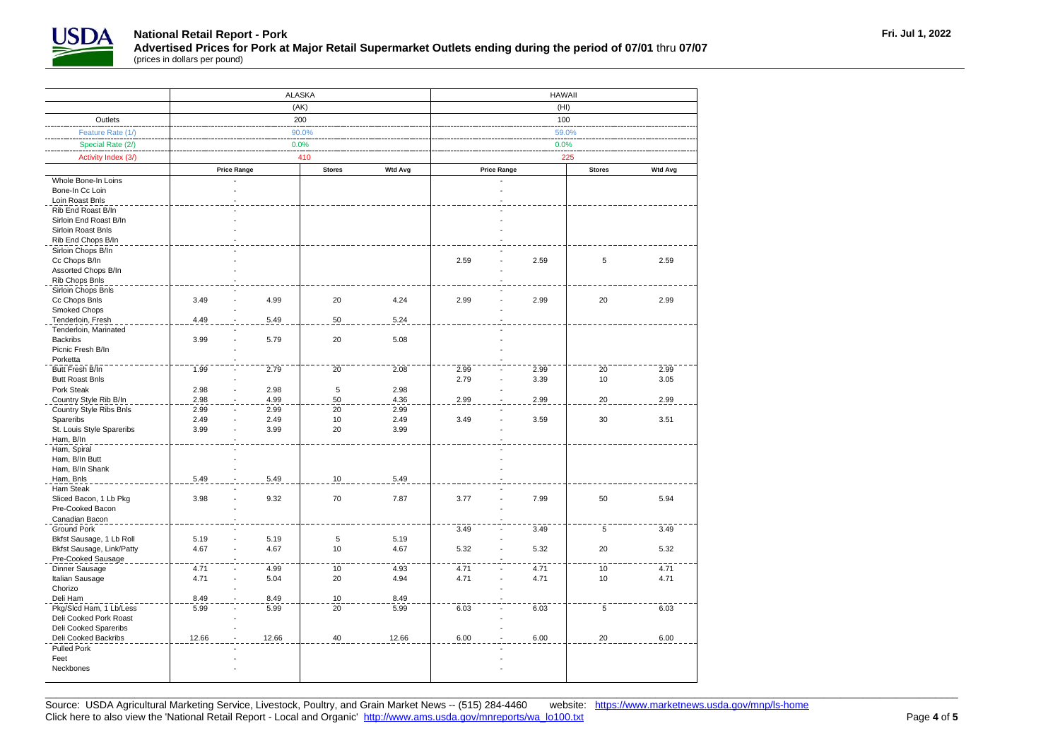# National Retail Report - Pork

**Advertised Prices for Pork at Major Retail Supermarket Outlets ending during the period of 07/01 thru 07/07**

(prices in dollars per pound)

Fri. Jul 1, 2022

| | ALASKA | | | | | HAWAII | | | | |
|---|---|---|---|---|---|---|---|---|---|---|
| | (AK) | | | | | (HI) | | | | |
| Outlets | 200 | | | | | 100 | | | | |
| Feature Rate (1/) | 90.0% | | | | | 59.0% | | | | |
| Special Rate (2/) | 0.0% | | | | | 0.0% | | | | |
| Activity Index (3/) | 410 | | | | | 225 | | | | |
| | Price Range | | | Stores | Wtd Avg | Price Range | | | Stores | Wtd Avg |
| Whole Bone-In Loins | | - | | | | | - | | | |
| Bone-In Cc Loin | | - | | | | | - | | | |
| Loin Roast Bnls | | - | | | | | - | | | |
| Rib End Roast B/In | | - | | | | | - | | | |
| Sirloin End Roast B/In | | - | | | | | - | | | |
| Sirloin Roast Bnls | | - | | | | | - | | | |
| Rib End Chops B/In | | - | | | | | - | | | |
| Sirloin Chops B/In | | - | | | | | - | | | |
| Cc Chops B/In | | - | | | | 2.59 | - | 2.59 | 5 | 2.59 |
| Assorted Chops B/In | | - | | | | | - | | | |
| Rib Chops Bnls | | - | | | | | - | | | |
| Sirloin Chops Bnls | | - | | | | | - | | | |
| Cc Chops Bnls | 3.49 | - | 4.99 | 20 | 4.24 | 2.99 | - | 2.99 | 20 | 2.99 |
| Smoked Chops | | - | | | | | - | | | |
| Tenderloin, Fresh | 4.49 | - | 5.49 | 50 | 5.24 | | - | | | |
| Tenderloin, Marinated | | - | | | | | - | | | |
| Backribs | 3.99 | - | 5.79 | 20 | 5.08 | | - | | | |
| Picnic Fresh B/In | | - | | | | | - | | | |
| Porketta | | - | | | | | - | | | |
| Butt Fresh B/In | 1.99 | - | 2.79 | 20 | 2.08 | 2.99 | - | 2.99 | 20 | 2.99 |
| Butt Roast Bnls | | - | | | | 2.79 | - | 3.39 | 10 | 3.05 |
| Pork Steak | 2.98 | - | 2.98 | 5 | 2.98 | | - | | | |
| Country Style Rib B/In | 2.98 | - | 4.99 | 50 | 4.36 | 2.99 | - | 2.99 | 20 | 2.99 |
| Country Style Ribs Bnls | 2.99 | - | 2.99 | 20 | 2.99 | | - | | | |
| Spareribs | 2.49 | - | 2.49 | 10 | 2.49 | 3.49 | - | 3.59 | 30 | 3.51 |
| St. Louis Style Spareribs | 3.99 | - | 3.99 | 20 | 3.99 | | - | | | |
| Ham, B/In | | - | | | | | - | | | |
| Ham, Spiral | | - | | | | | - | | | |
| Ham, B/In Butt | | - | | | | | - | | | |
| Ham, B/In Shank | | - | | | | | - | | | |
| Ham, Bnls | 5.49 | - | 5.49 | 10 | 5.49 | | - | | | |
| Ham Steak | | - | | | | | - | | | |
| Sliced Bacon, 1 Lb Pkg | 3.98 | - | 9.32 | 70 | 7.87 | 3.77 | - | 7.99 | 50 | 5.94 |
| Pre-Cooked Bacon | | - | | | | | - | | | |
| Canadian Bacon | | - | | | | | - | | | |
| Ground Pork | | - | | | | 3.49 | - | 3.49 | 5 | 3.49 |
| Bkfst Sausage, 1 Lb Roll | 5.19 | - | 5.19 | 5 | 5.19 | | - | | | |
| Bkfst Sausage, Link/Patty | 4.67 | - | 4.67 | 10 | 4.67 | 5.32 | - | 5.32 | 20 | 5.32 |
| Pre-Cooked Sausage | | - | | | | | - | | | |
| Dinner Sausage | 4.71 | - | 4.99 | 10 | 4.93 | 4.71 | - | 4.71 | 10 | 4.71 |
| Italian Sausage | 4.71 | - | 5.04 | 20 | 4.94 | 4.71 | - | 4.71 | 10 | 4.71 |
| Chorizo | | - | | | | | - | | | |
| Deli Ham | 8.49 | - | 8.49 | 10 | 8.49 | | - | | | |
| Pkg/Slcd Ham, 1 Lb/Less | 5.99 | - | 5.99 | 20 | 5.99 | 6.03 | - | 6.03 | 5 | 6.03 |
| Deli Cooked Pork Roast | | - | | | | | - | | | |
| Deli Cooked Spareribs | | - | | | | | - | | | |
| Deli Cooked Backribs | 12.66 | - | 12.66 | 40 | 12.66 | 6.00 | - | 6.00 | 20 | 6.00 |
| Pulled Pork | | - | | | | | - | | | |
| Feet | | - | | | | | - | | | |
| Neckbones | | - | | | | | - | | | |

Source: USDA Agricultural Marketing Service, Livestock, Poultry, and Grain Market News -- (515) 284-4460 website: https://www.marketnews.usda.gov/mnp/ls-home

Click here to also view the 'National Retail Report - Local and Organic' http://www.ams.usda.gov/mnreports/wa_lo100.txt